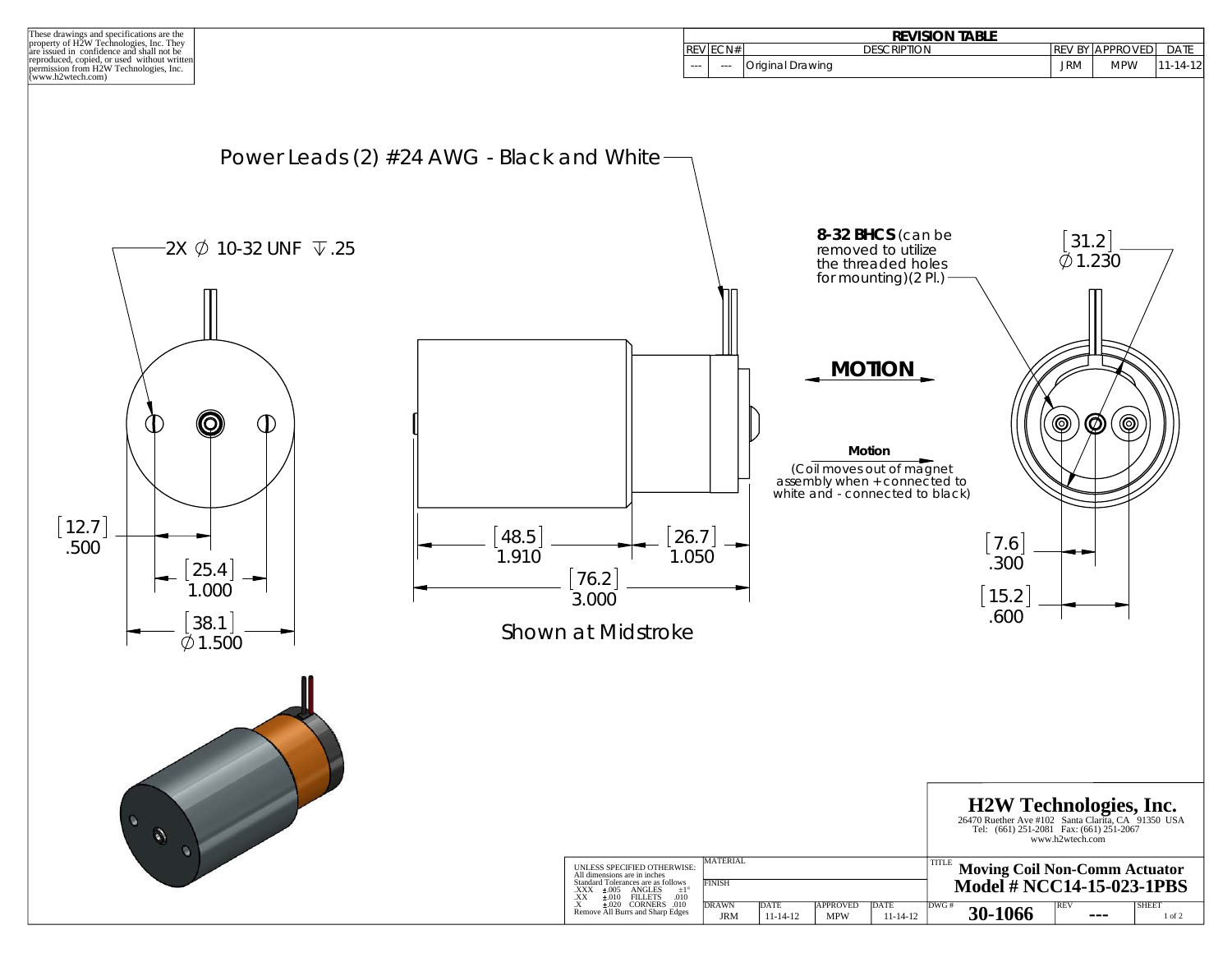These drawings and specifications are the property of H2W Technologies, Inc. They are issued in confidence and shall not be reproduced, copied, or used without written permission from H2W Technologies, Inc. (www.h2wtech.com)

| REVISION TABLE | | | | | |
|---|---|---|---|---|---|
| REV | ECN# | DESCRIPTION | REV BY | APPROVED | DATE |
| --- | --- | Original Drawing | JRM | MPW | 11-14-12 |

Power Leads (2) #24 AWG - Black and White

2X ∅ 10-32 UNF ↧.25

8-32 BHCS (can be removed to utilize the threaded holes for mounting)(2 Pl.)

[31.2] ∅1.230

**MOTION**

**Motion**

(Coil moves out of magnet assembly when + connected to white and - connected to black)

[12.7] .500

[25.4] 1.000

[38.1] ∅1.500

[48.5] 1.910

[26.7] 1.050

[76.2] 3.000

Shown at Midstroke

[7.6] .300

[15.2] .600

**H2W Technologies, Inc.**

26470 Ruether Ave #102 Santa Clarita, CA 91350 USA
Tel: (661) 251-2081 Fax: (661) 251-2067
www.h2wtech.com

UNLESS SPECIFIED OTHERWISE:
All dimensions are in inches
Standard Tolerances are as follows
.XXX ±.005 ANGLES ±1°
.XX ±.010 FILLETS .010
.X ±.020 CORNERS .010
Remove All Burrs and Sharp Edges

| MATERIAL | | | |
|---|---|---|---|
| FINISH | | | |
| DRAWN JRM | DATE 11-14-12 | APPROVED MPW | DATE 11-14-12 |

TITLE **Moving Coil Non-Comm Actuator Model # NCC14-15-023-1PBS**

| DWG # | REV | SHEET |
|---|---|---|
| 30-1066 | --- | 1 of 2 |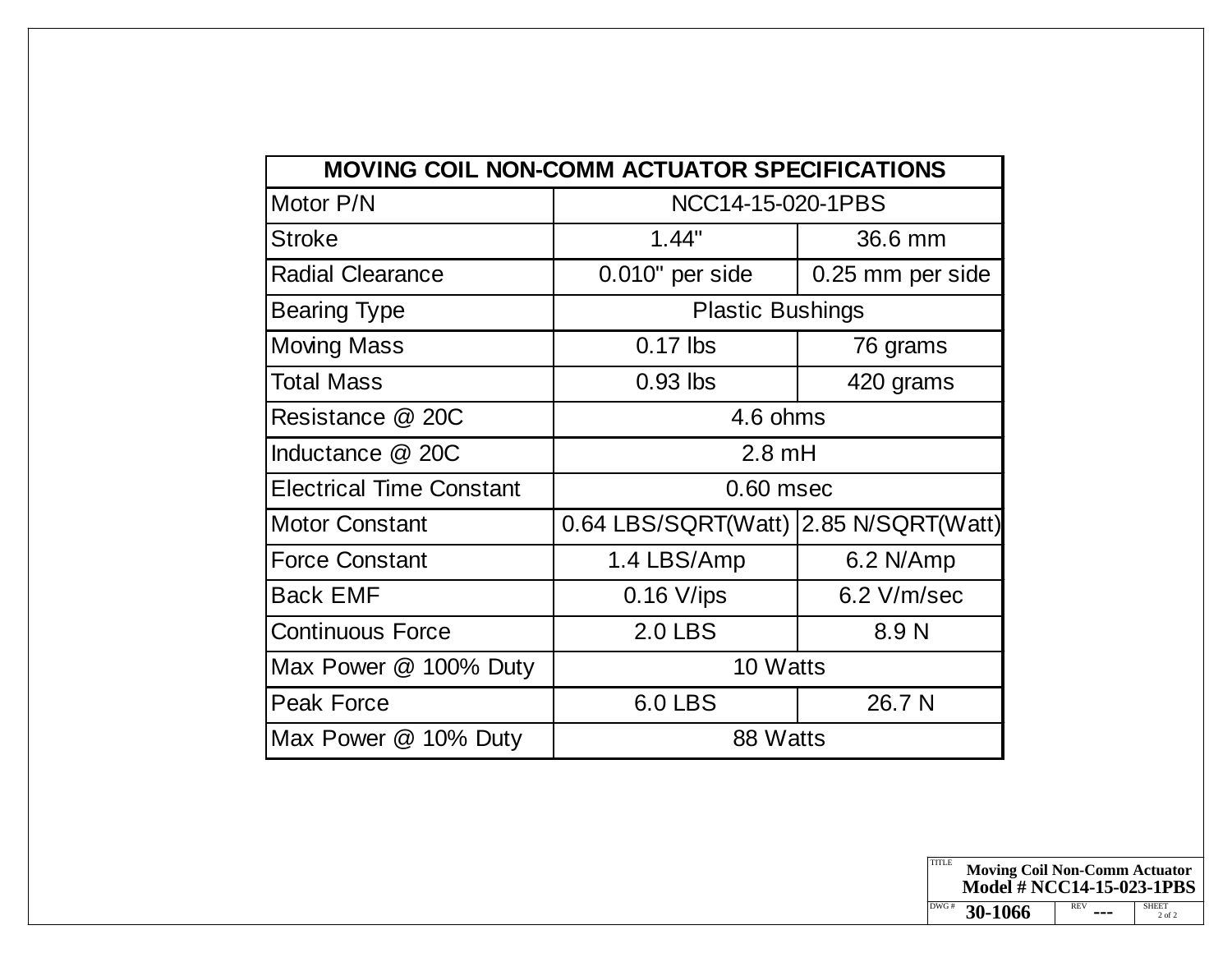| MOVING COIL NON-COMM ACTUATOR SPECIFICATIONS | | |
|---|---|---|
| Motor P/N | NCC14-15-020-1PBS | |
| Stroke | 1.44" | 36.6 mm |
| Radial Clearance | 0.010" per side | 0.25 mm per side |
| Bearing Type | Plastic Bushings | |
| Moving Mass | 0.17 lbs | 76 grams |
| Total Mass | 0.93 lbs | 420 grams |
| Resistance @ 20C | 4.6 ohms | |
| Inductance @ 20C | 2.8 mH | |
| Electrical Time Constant | 0.60 msec | |
| Motor Constant | 0.64 LBS/SQRT(Watt) | 2.85 N/SQRT(Watt) |
| Force Constant | 1.4 LBS/Amp | 6.2 N/Amp |
| Back EMF | 0.16 V/ips | 6.2 V/m/sec |
| Continuous Force | 2.0 LBS | 8.9 N |
| Max Power @ 100% Duty | 10 Watts | |
| Peak Force | 6.0 LBS | 26.7 N |
| Max Power @ 10% Duty | 88 Watts | |

| | | | |
|---|---|---|---|
| TITLE | Moving Coil Non-Comm Actuator<br>Model # NCC14-15-023-1PBS | | |
| DWG # 30-1066 | REV --- | SHEET 2 of 2 | |